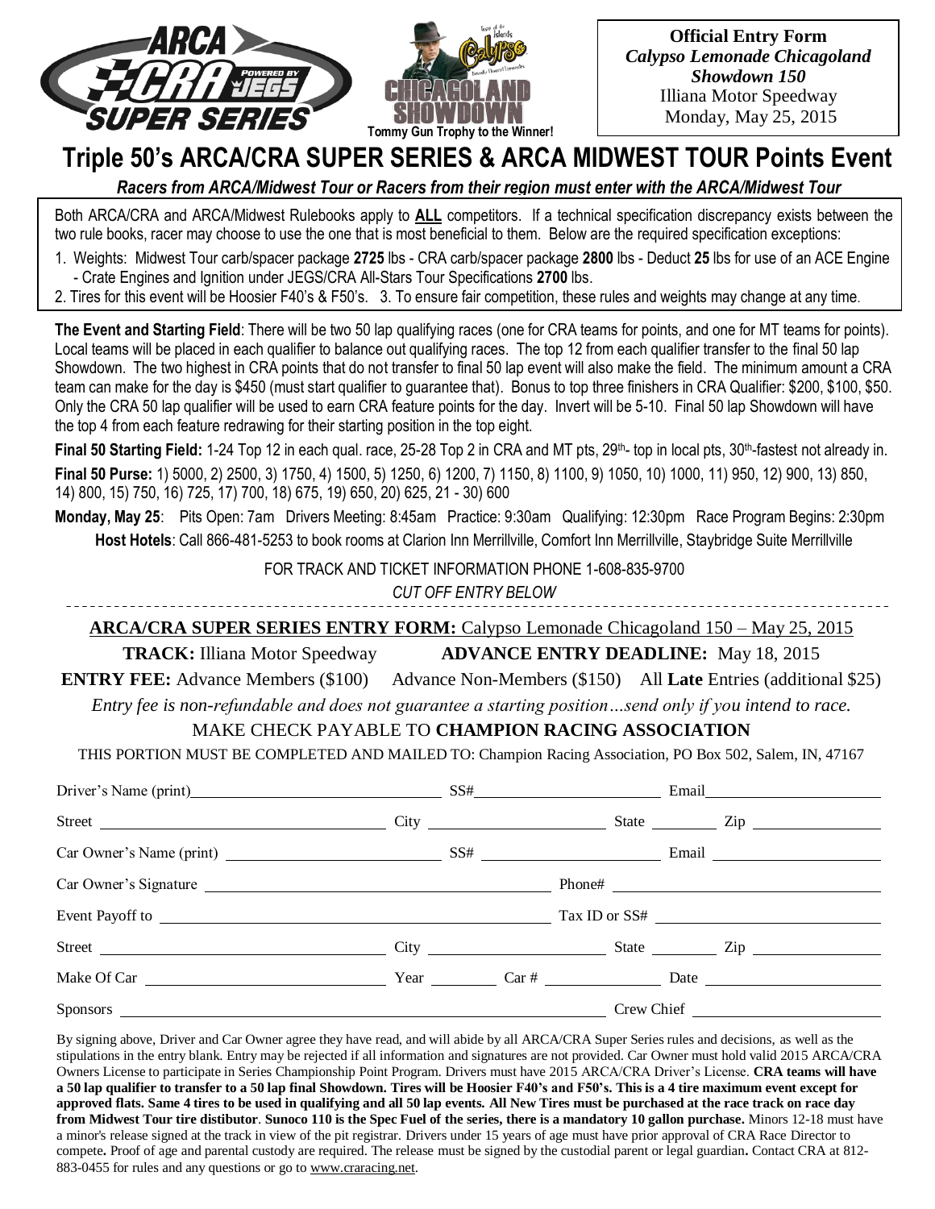ARCA CRA SUPER SERIES POWERED BY JEGS

CHICAGOLAND SHOWDOWN

Tommy Gun Trophy to the Winner!

**Official Entry Form**
***Calypso Lemonade Chicagoland Showdown 150***
Illiana Motor Speedway
Monday, May 25, 2015

# Triple 50's ARCA/CRA SUPER SERIES & ARCA MIDWEST TOUR Points Event

***Racers from ARCA/Midwest Tour or Racers from their region must enter with the ARCA/Midwest Tour***

Both ARCA/CRA and ARCA/Midwest Rulebooks apply to **ALL** competitors. If a technical specification discrepancy exists between the two rule books, racer may choose to use the one that is most beneficial to them. Below are the required specification exceptions:

1. Weights: Midwest Tour carb/spacer package **2725** lbs - CRA carb/spacer package **2800** lbs - Deduct **25** lbs for use of an ACE Engine - Crate Engines and Ignition under JEGS/CRA All-Stars Tour Specifications **2700** lbs.
2. Tires for this event will be Hoosier F40's & F50's. 3. To ensure fair competition, these rules and weights may change at any time.

**The Event and Starting Field**: There will be two 50 lap qualifying races (one for CRA teams for points, and one for MT teams for points). Local teams will be placed in each qualifier to balance out qualifying races. The top 12 from each qualifier transfer to the final 50 lap Showdown. The two highest in CRA points that do not transfer to final 50 lap event will also make the field. The minimum amount a CRA team can make for the day is $450 (must start qualifier to guarantee that). Bonus to top three finishers in CRA Qualifier: $200, $100, $50. Only the CRA 50 lap qualifier will be used to earn CRA feature points for the day. Invert will be 5-10. Final 50 lap Showdown will have the top 4 from each feature redrawing for their starting position in the top eight.

**Final 50 Starting Field:** 1-24 Top 12 in each qual. race, 25-28 Top 2 in CRA and MT pts, 29th- top in local pts, 30th-fastest not already in.

**Final 50 Purse:** 1) 5000, 2) 2500, 3) 1750, 4) 1500, 5) 1250, 6) 1200, 7) 1150, 8) 1100, 9) 1050, 10) 1000, 11) 950, 12) 900, 13) 850, 14) 800, 15) 750, 16) 725, 17) 700, 18) 675, 19) 650, 20) 625, 21 - 30) 600

**Monday, May 25**: Pits Open: 7am Drivers Meeting: 8:45am Practice: 9:30am Qualifying: 12:30pm Race Program Begins: 2:30pm

**Host Hotels**: Call 866-481-5253 to book rooms at Clarion Inn Merrillville, Comfort Inn Merrillville, Staybridge Suite Merrillville

FOR TRACK AND TICKET INFORMATION PHONE 1-608-835-9700

*CUT OFF ENTRY BELOW*

---

**ARCA/CRA SUPER SERIES ENTRY FORM:** Calypso Lemonade Chicagoland 150 – May 25, 2015

**TRACK:** Illiana Motor Speedway **ADVANCE ENTRY DEADLINE:** May 18, 2015

**ENTRY FEE:** Advance Members ($100) Advance Non-Members ($150) All **Late** Entries (additional $25)

*Entry fee is non-refundable and does not guarantee a starting position…send only if you intend to race.*

MAKE CHECK PAYABLE TO **CHAMPION RACING ASSOCIATION**

THIS PORTION MUST BE COMPLETED AND MAILED TO: Champion Racing Association, PO Box 502, Salem, IN, 47167

Driver's Name (print) ______________ SS# ______________ Email ______________

Street ______________ City ______________ State ______ Zip ______

Car Owner's Name (print) ______________ SS# ______________ Email ______________

Car Owner's Signature ______________ Phone# ______________

Event Payoff to ______________ Tax ID or SS# ______________

Street ______________ City ______________ State ______ Zip ______

Make Of Car ______________ Year ______ Car # ______ Date ______________

Sponsors ______________ Crew Chief ______________

By signing above, Driver and Car Owner agree they have read, and will abide by all ARCA/CRA Super Series rules and decisions, as well as the stipulations in the entry blank. Entry may be rejected if all information and signatures are not provided. Car Owner must hold valid 2015 ARCA/CRA Owners License to participate in Series Championship Point Program. Drivers must have 2015 ARCA/CRA Driver's License. **CRA teams will have a 50 lap qualifier to transfer to a 50 lap final Showdown. Tires will be Hoosier F40's and F50's. This is a 4 tire maximum event except for approved flats. Same 4 tires to be used in qualifying and all 50 lap events. All New Tires must be purchased at the race track on race day from Midwest Tour tire distibutor**. **Sunoco 110 is the Spec Fuel of the series, there is a mandatory 10 gallon purchase.** Minors 12-18 must have a minor's release signed at the track in view of the pit registrar. Drivers under 15 years of age must have prior approval of CRA Race Director to compete**.** Proof of age and parental custody are required. The release must be signed by the custodial parent or legal guardian**.** Contact CRA at 812-883-0455 for rules and any questions or go to www.craracing.net.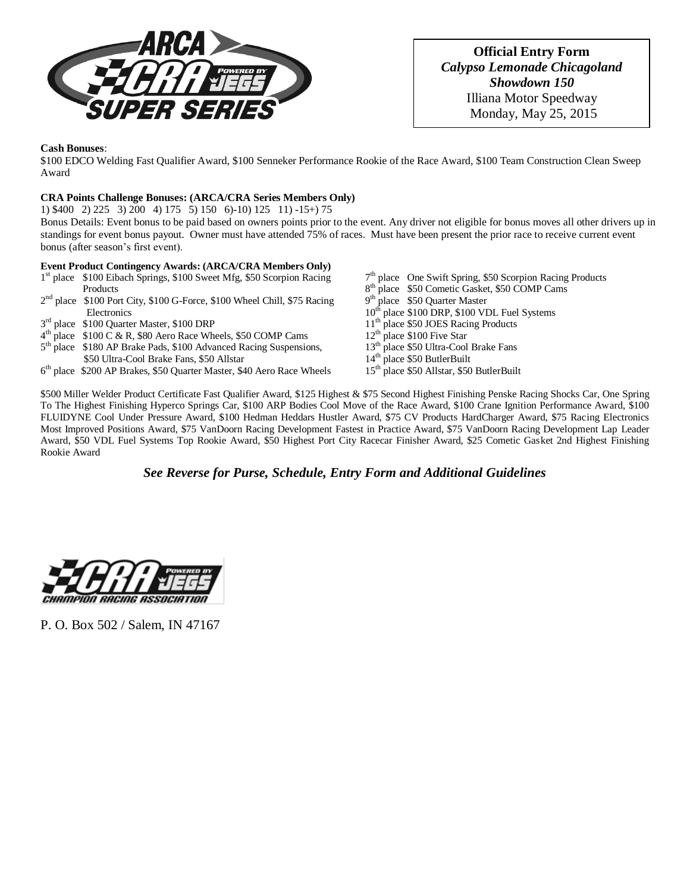**Official Entry Form**
***Calypso Lemonade Chicagoland Showdown 150***
Illiana Motor Speedway
Monday, May 25, 2015

**Cash Bonuses**:
$100 EDCO Welding Fast Qualifier Award, $100 Senneker Performance Rookie of the Race Award, $100 Team Construction Clean Sweep Award

**CRA Points Challenge Bonuses: (ARCA/CRA Series Members Only)**
1) $400 2) 225 3) 200 4) 175 5) 150 6)-10) 125 11) -15+) 75
Bonus Details: Event bonus to be paid based on owners points prior to the event. Any driver not eligible for bonus moves all other drivers up in standings for event bonus payout. Owner must have attended 75% of races. Must have been present the prior race to receive current event bonus (after season's first event).

**Event Product Contingency Awards: (ARCA/CRA Members Only)**
1st place $100 Eibach Springs, $100 Sweet Mfg, $50 Scorpion Racing Products
2nd place $100 Port City, $100 G-Force, $100 Wheel Chill, $75 Racing Electronics
3rd place $100 Quarter Master, $100 DRP
4th place $100 C & R, $80 Aero Race Wheels, $50 COMP Cams
5th place $180 AP Brake Pads, $100 Advanced Racing Suspensions, $50 Ultra-Cool Brake Fans, $50 Allstar
6th place $200 AP Brakes, $50 Quarter Master, $40 Aero Race Wheels
7th place One Swift Spring, $50 Scorpion Racing Products
8th place $50 Cometic Gasket, $50 COMP Cams
9th place $50 Quarter Master
10th place $100 DRP, $100 VDL Fuel Systems
11th place $50 JOES Racing Products
12th place $100 Five Star
13th place $50 Ultra-Cool Brake Fans
14th place $50 ButlerBuilt
15th place $50 Allstar, $50 ButlerBuilt

$500 Miller Welder Product Certificate Fast Qualifier Award, $125 Highest & $75 Second Highest Finishing Penske Racing Shocks Car, One Spring To The Highest Finishing Hyperco Springs Car, $100 ARP Bodies Cool Move of the Race Award, $100 Crane Ignition Performance Award, $100 FLUIDYNE Cool Under Pressure Award, $100 Hedman Heddars Hustler Award, $75 CV Products HardCharger Award, $75 Racing Electronics Most Improved Positions Award, $75 VanDoorn Racing Development Fastest in Practice Award, $75 VanDoorn Racing Development Lap Leader Award, $50 VDL Fuel Systems Top Rookie Award, $50 Highest Port City Racecar Finisher Award, $25 Cometic Gasket 2nd Highest Finishing Rookie Award

***See Reverse for Purse, Schedule, Entry Form and Additional Guidelines***

P. O. Box 502 / Salem, IN 47167